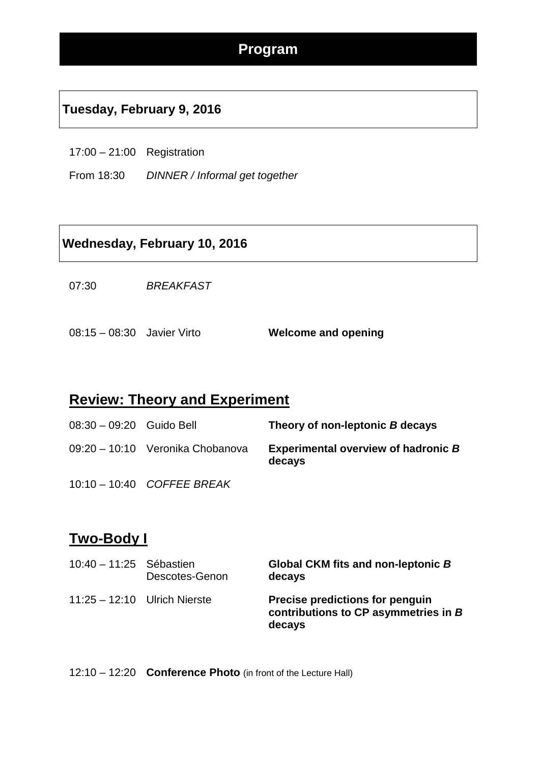# Program

## Tuesday, February 9, 2016

| | |
|---|---|
| 17:00 – 21:00 | Registration |
| From 18:30 | *DINNER / Informal get together* |

## Wednesday, February 10, 2016

| | | |
|---|---|---|
| 07:30 | *BREAKFAST* | |
| 08:15 – 08:30 | Javier Virto | **Welcome and opening** |

## Review: Theory and Experiment

| | | |
|---|---|---|
| 08:30 – 09:20 | Guido Bell | **Theory of non-leptonic *B* decays** |
| 09:20 – 10:10 | Veronika Chobanova | **Experimental overview of hadronic *B* decays** |
| 10:10 – 10:40 | *COFFEE BREAK* | |

## Two-Body I

| | | |
|---|---|---|
| 10:40 – 11:25 | Sébastien Descotes-Genon | **Global CKM fits and non-leptonic *B* decays** |
| 11:25 – 12:10 | Ulrich Nierste | **Precise predictions for penguin contributions to CP asymmetries in *B* decays** |

12:10 – 12:20 **Conference Photo** (in front of the Lecture Hall)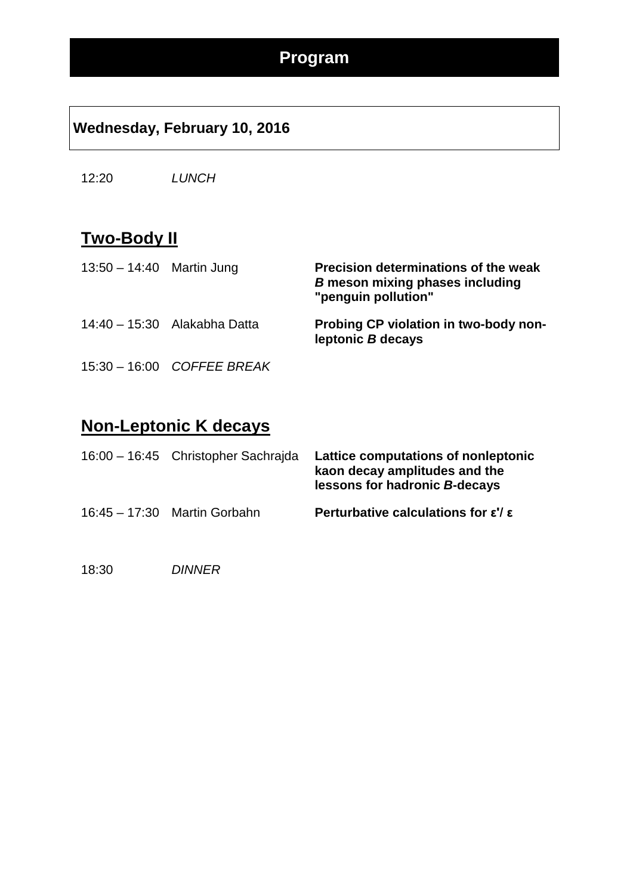# Program

## Wednesday, February 10, 2016

12:20 *LUNCH*

## Two-Body II

| | | |
|---|---|---|
| 13:50 – 14:40 | Martin Jung | **Precision determinations of the weak *B* meson mixing phases including "penguin pollution"** |
| 14:40 – 15:30 | Alakabha Datta | **Probing CP violation in two-body non-leptonic *B* decays** |
| 15:30 – 16:00 | *COFFEE BREAK* | |

## Non-Leptonic K decays

| | | |
|---|---|---|
| 16:00 – 16:45 | Christopher Sachrajda | **Lattice computations of nonleptonic kaon decay amplitudes and the lessons for hadronic *B*-decays** |
| 16:45 – 17:30 | Martin Gorbahn | **Perturbative calculations for ε'/ ε** |

18:30 *DINNER*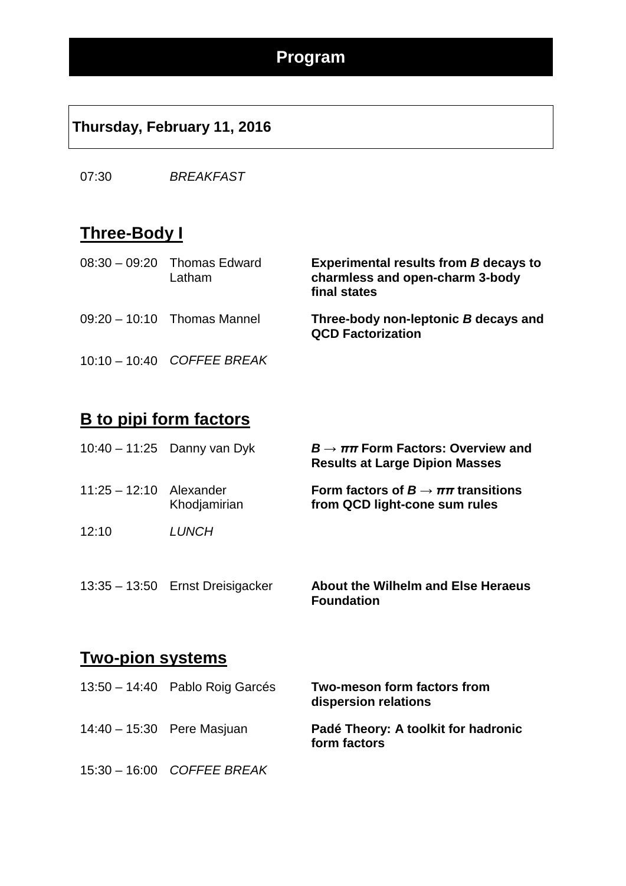# Program

## Thursday, February 11, 2016

| | | |
|---|---|---|
| 07:30 | *BREAKFAST* | |

## Three-Body I

| | | |
|---|---|---|
| 08:30 – 09:20 | Thomas Edward Latham | **Experimental results from *B* decays to charmless and open-charm 3-body final states** |
| 09:20 – 10:10 | Thomas Mannel | **Three-body non-leptonic *B* decays and QCD Factorization** |
| 10:10 – 10:40 | *COFFEE BREAK* | |

## B to pipi form factors

| | | |
|---|---|---|
| 10:40 – 11:25 | Danny van Dyk | **$B \to \pi\pi$ Form Factors: Overview and Results at Large Dipion Masses** |
| 11:25 – 12:10 | Alexander Khodjamirian | **Form factors of $B \to \pi\pi$ transitions from QCD light-cone sum rules** |
| 12:10 | *LUNCH* | |
| 13:35 – 13:50 | Ernst Dreisigacker | **About the Wilhelm and Else Heraeus Foundation** |

## Two-pion systems

| | | |
|---|---|---|
| 13:50 – 14:40 | Pablo Roig Garcés | **Two-meson form factors from dispersion relations** |
| 14:40 – 15:30 | Pere Masjuan | **Padé Theory: A toolkit for hadronic form factors** |
| 15:30 – 16:00 | *COFFEE BREAK* | |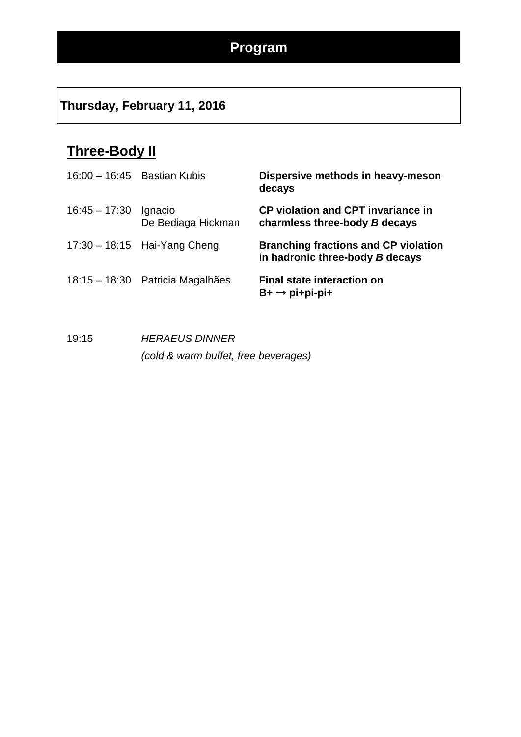# Program

## Thursday, February 11, 2016

### Three-Body II

| | | |
|---|---|---|
| 16:00 – 16:45 | Bastian Kubis | **Dispersive methods in heavy-meson decays** |
| 16:45 – 17:30 | Ignacio De Bediaga Hickman | **CP violation and CPT invariance in charmless three-body *B* decays** |
| 17:30 – 18:15 | Hai-Yang Cheng | **Branching fractions and CP violation in hadronic three-body *B* decays** |
| 18:15 – 18:30 | Patricia Magalhães | **Final state interaction on B+ → pi+pi-pi+** |

19:15 *HERAEUS DINNER*

*(cold & warm buffet, free beverages)*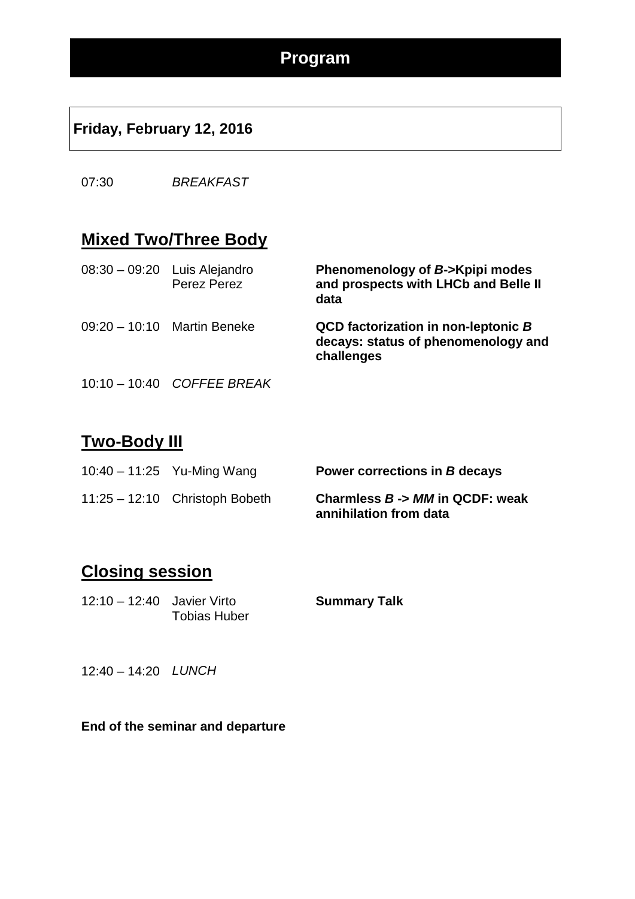# Program

## Friday, February 12, 2016

| | | |
|---|---|---|
| 07:30 | *BREAKFAST* | |

## Mixed Two/Three Body

| | | |
|---|---|---|
| 08:30 – 09:20 | Luis Alejandro Perez Perez | **Phenomenology of *B*->Kpipi modes and prospects with LHCb and Belle II data** |
| 09:20 – 10:10 | Martin Beneke | **QCD factorization in non-leptonic *B* decays: status of phenomenology and challenges** |
| 10:10 – 10:40 | *COFFEE BREAK* | |

## Two-Body III

| | | |
|---|---|---|
| 10:40 – 11:25 | Yu-Ming Wang | **Power corrections in *B* decays** |
| 11:25 – 12:10 | Christoph Bobeth | **Charmless *B* -> *MM* in QCDF: weak annihilation from data** |

## Closing session

| | | |
|---|---|---|
| 12:10 – 12:40 | Javier Virto<br>Tobias Huber | **Summary Talk** |
| 12:40 – 14:20 | *LUNCH* | |

**End of the seminar and departure**